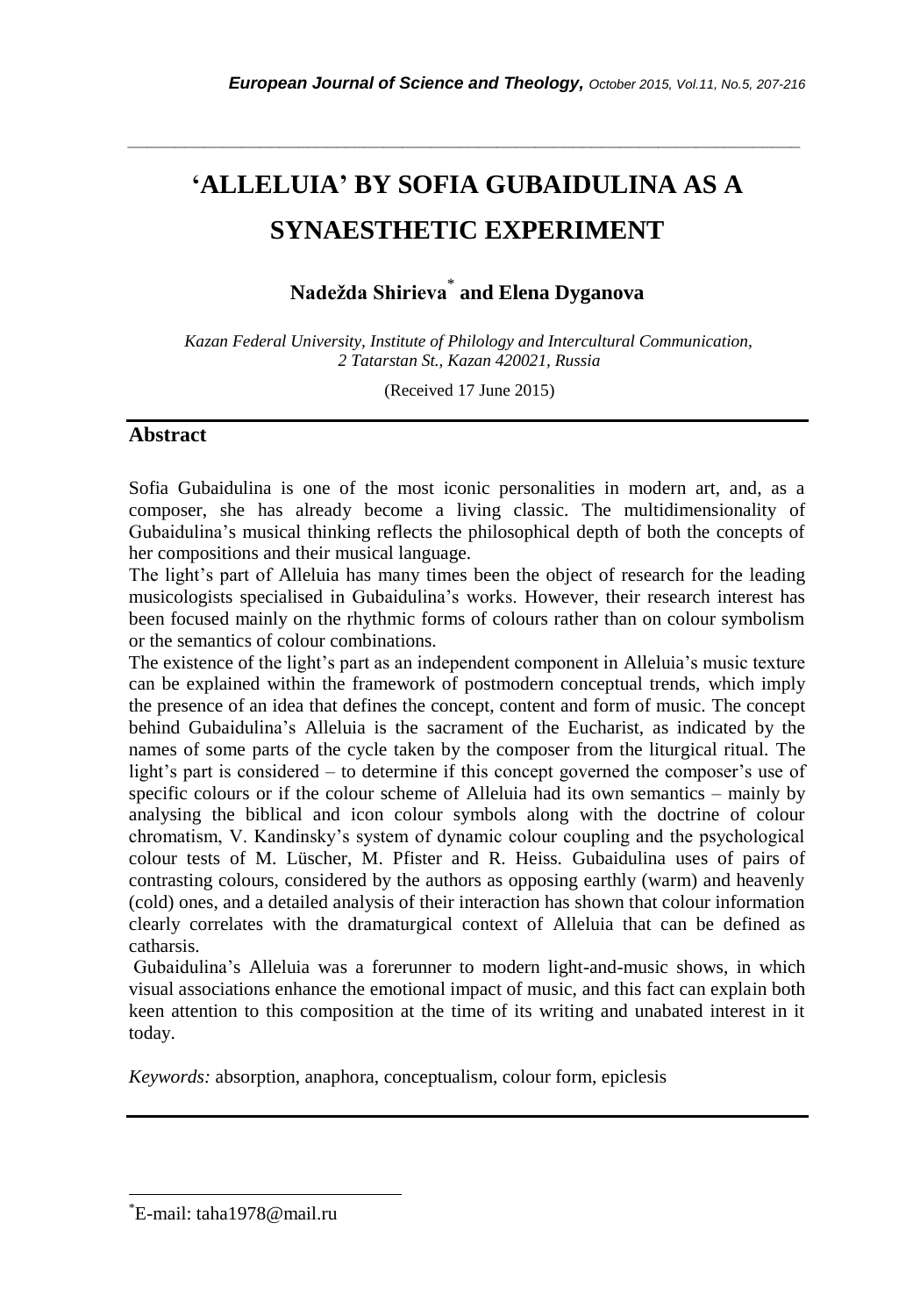# 'ALLELUIA' BY SOFIA GUBAIDULINA AS A SYNAESTHETIC EXPERIMENT

**Nadežda Shirieva[*] and Elena Dyganova**

*Kazan Federal University, Institute of Philology and Intercultural Communication, 2 Tatarstan St., Kazan 420021, Russia*

(Received 17 June 2015)

## Abstract

Sofia Gubaidulina is one of the most iconic personalities in modern art, and, as a composer, she has already become a living classic. The multidimensionality of Gubaidulina's musical thinking reflects the philosophical depth of both the concepts of her compositions and their musical language.

The light's part of Alleluia has many times been the object of research for the leading musicologists specialised in Gubaidulina's works. However, their research interest has been focused mainly on the rhythmic forms of colours rather than on colour symbolism or the semantics of colour combinations.

The existence of the light's part as an independent component in Alleluia's music texture can be explained within the framework of postmodern conceptual trends, which imply the presence of an idea that defines the concept, content and form of music. The concept behind Gubaidulina's Alleluia is the sacrament of the Eucharist, as indicated by the names of some parts of the cycle taken by the composer from the liturgical ritual. The light's part is considered – to determine if this concept governed the composer's use of specific colours or if the colour scheme of Alleluia had its own semantics – mainly by analysing the biblical and icon colour symbols along with the doctrine of colour chromatism, V. Kandinsky's system of dynamic colour coupling and the psychological colour tests of M. Lüscher, M. Pfister and R. Heiss. Gubaidulina uses of pairs of contrasting colours, considered by the authors as opposing earthly (warm) and heavenly (cold) ones, and a detailed analysis of their interaction has shown that colour information clearly correlates with the dramaturgical context of Alleluia that can be defined as catharsis.

Gubaidulina's Alleluia was a forerunner to modern light-and-music shows, in which visual associations enhance the emotional impact of music, and this fact can explain both keen attention to this composition at the time of its writing and unabated interest in it today.

*Keywords:* absorption, anaphora, conceptualism, colour form, epiclesis

---

[*] E-mail: taha1978@mail.ru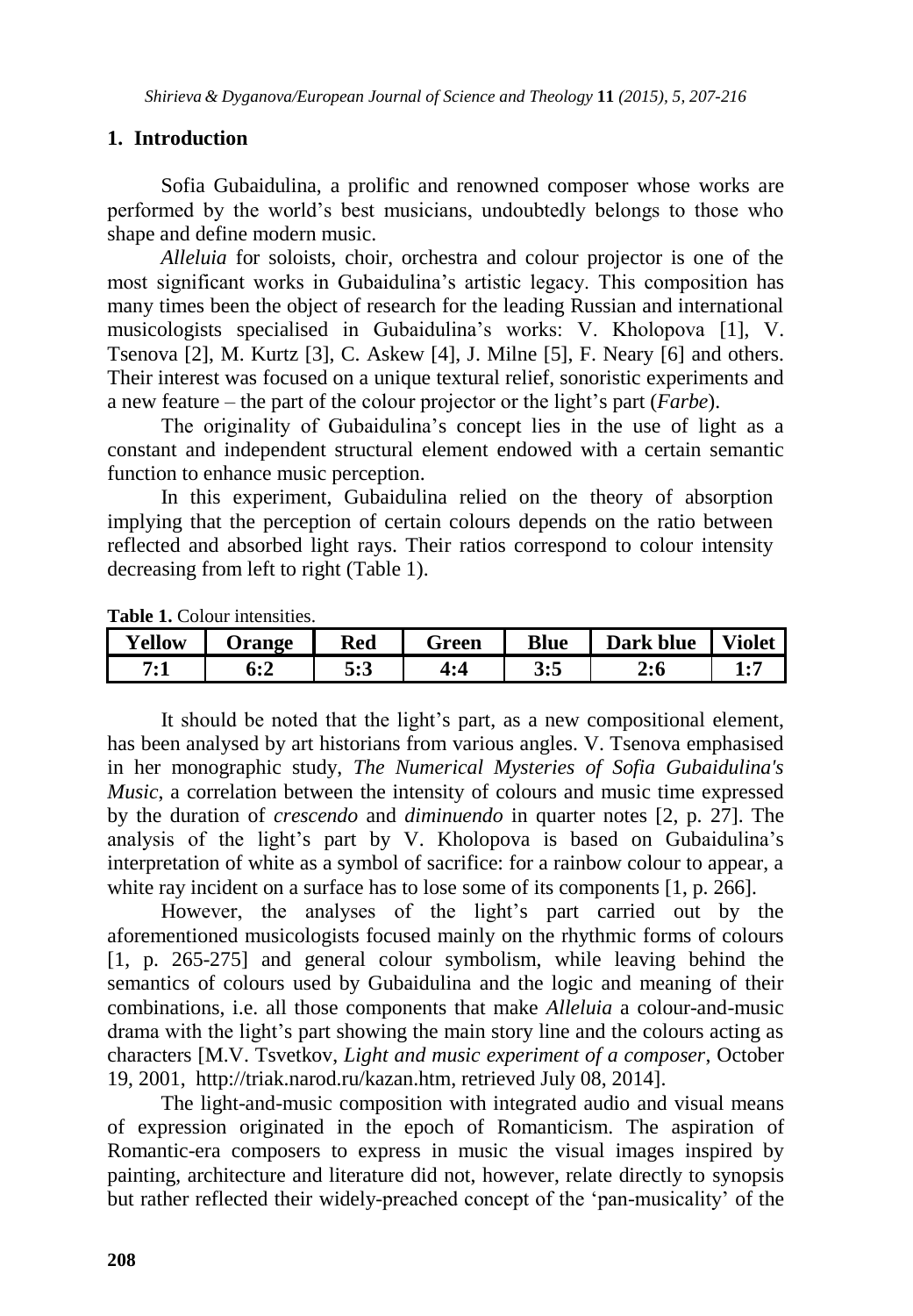## 1. Introduction

Sofia Gubaidulina, a prolific and renowned composer whose works are performed by the world's best musicians, undoubtedly belongs to those who shape and define modern music.

*Alleluia* for soloists, choir, orchestra and colour projector is one of the most significant works in Gubaidulina's artistic legacy. This composition has many times been the object of research for the leading Russian and international musicologists specialised in Gubaidulina's works: V. Kholopova [1], V. Tsenova [2], M. Kurtz [3], C. Askew [4], J. Milne [5], F. Neary [6] and others. Their interest was focused on a unique textural relief, sonoristic experiments and a new feature – the part of the colour projector or the light's part (*Farbe*).

The originality of Gubaidulina's concept lies in the use of light as a constant and independent structural element endowed with a certain semantic function to enhance music perception.

In this experiment, Gubaidulina relied on the theory of absorption implying that the perception of certain colours depends on the ratio between reflected and absorbed light rays. Their ratios correspond to colour intensity decreasing from left to right (Table 1).

**Table 1.** Colour intensities.

| Yellow | Orange | Red | Green | Blue | Dark blue | Violet |
|---|---|---|---|---|---|---|
| 7:1 | 6:2 | 5:3 | 4:4 | 3:5 | 2:6 | 1:7 |

It should be noted that the light's part, as a new compositional element, has been analysed by art historians from various angles. V. Tsenova emphasised in her monographic study, *The Numerical Mysteries of Sofia Gubaidulina's Music*, a correlation between the intensity of colours and music time expressed by the duration of *crescendo* and *diminuendo* in quarter notes [2, p. 27]. The analysis of the light's part by V. Kholopova is based on Gubaidulina's interpretation of white as a symbol of sacrifice: for a rainbow colour to appear, a white ray incident on a surface has to lose some of its components [1, p. 266].

However, the analyses of the light's part carried out by the aforementioned musicologists focused mainly on the rhythmic forms of colours [1, p. 265-275] and general colour symbolism, while leaving behind the semantics of colours used by Gubaidulina and the logic and meaning of their combinations, i.e. all those components that make *Alleluia* a colour-and-music drama with the light's part showing the main story line and the colours acting as characters [M.V. Tsvetkov, *Light and music experiment of a composer*, October 19, 2001, http://triak.narod.ru/kazan.htm, retrieved July 08, 2014].

The light-and-music composition with integrated audio and visual means of expression originated in the epoch of Romanticism. The aspiration of Romantic-era composers to express in music the visual images inspired by painting, architecture and literature did not, however, relate directly to synopsis but rather reflected their widely-preached concept of the 'pan-musicality' of the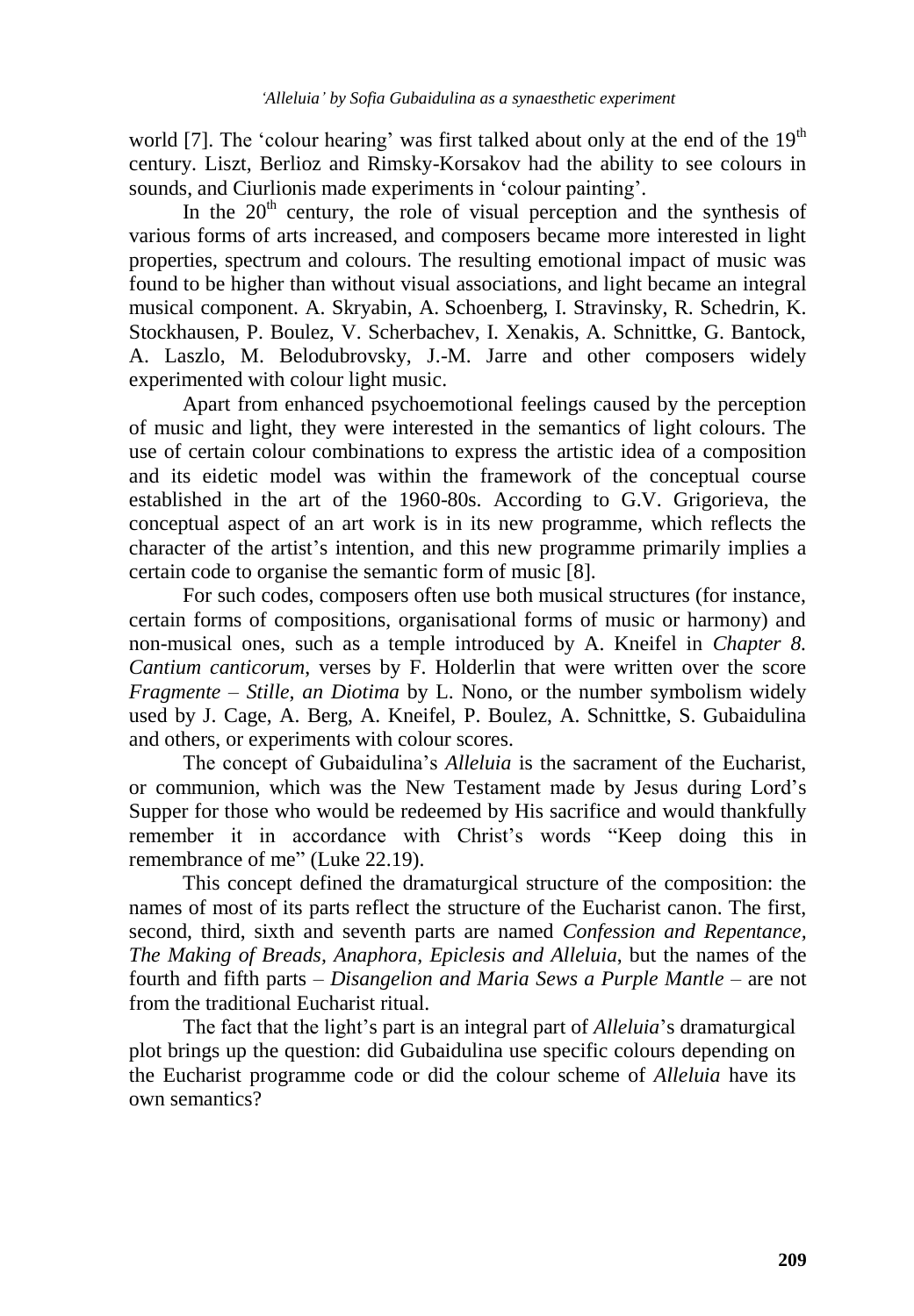world [7]. The 'colour hearing' was first talked about only at the end of the 19th century. Liszt, Berlioz and Rimsky-Korsakov had the ability to see colours in sounds, and Ciurlionis made experiments in 'colour painting'.

In the 20th century, the role of visual perception and the synthesis of various forms of arts increased, and composers became more interested in light properties, spectrum and colours. The resulting emotional impact of music was found to be higher than without visual associations, and light became an integral musical component. A. Skryabin, A. Schoenberg, I. Stravinsky, R. Schedrin, K. Stockhausen, P. Boulez, V. Scherbachev, I. Xenakis, A. Schnittke, G. Bantock, A. Laszlo, M. Belodubrovsky, J.-M. Jarre and other composers widely experimented with colour light music.

Apart from enhanced psychoemotional feelings caused by the perception of music and light, they were interested in the semantics of light colours. The use of certain colour combinations to express the artistic idea of a composition and its eidetic model was within the framework of the conceptual course established in the art of the 1960-80s. According to G.V. Grigorieva, the conceptual aspect of an art work is in its new programme, which reflects the character of the artist's intention, and this new programme primarily implies a certain code to organise the semantic form of music [8].

For such codes, composers often use both musical structures (for instance, certain forms of compositions, organisational forms of music or harmony) and non-musical ones, such as a temple introduced by A. Kneifel in *Chapter 8. Cantium canticorum*, verses by F. Holderlin that were written over the score *Fragmente – Stille, an Diotima* by L. Nono, or the number symbolism widely used by J. Cage, A. Berg, A. Kneifel, P. Boulez, A. Schnittke, S. Gubaidulina and others, or experiments with colour scores.

The concept of Gubaidulina's *Alleluia* is the sacrament of the Eucharist, or communion, which was the New Testament made by Jesus during Lord's Supper for those who would be redeemed by His sacrifice and would thankfully remember it in accordance with Christ's words "Keep doing this in remembrance of me" (Luke 22.19).

This concept defined the dramaturgical structure of the composition: the names of most of its parts reflect the structure of the Eucharist canon. The first, second, third, sixth and seventh parts are named *Confession and Repentance*, *The Making of Breads*, *Anaphora*, *Epiclesis and Alleluia*, but the names of the fourth and fifth parts – *Disangelion and Maria Sews a Purple Mantle* – are not from the traditional Eucharist ritual.

The fact that the light's part is an integral part of *Alleluia*'s dramaturgical plot brings up the question: did Gubaidulina use specific colours depending on the Eucharist programme code or did the colour scheme of *Alleluia* have its own semantics?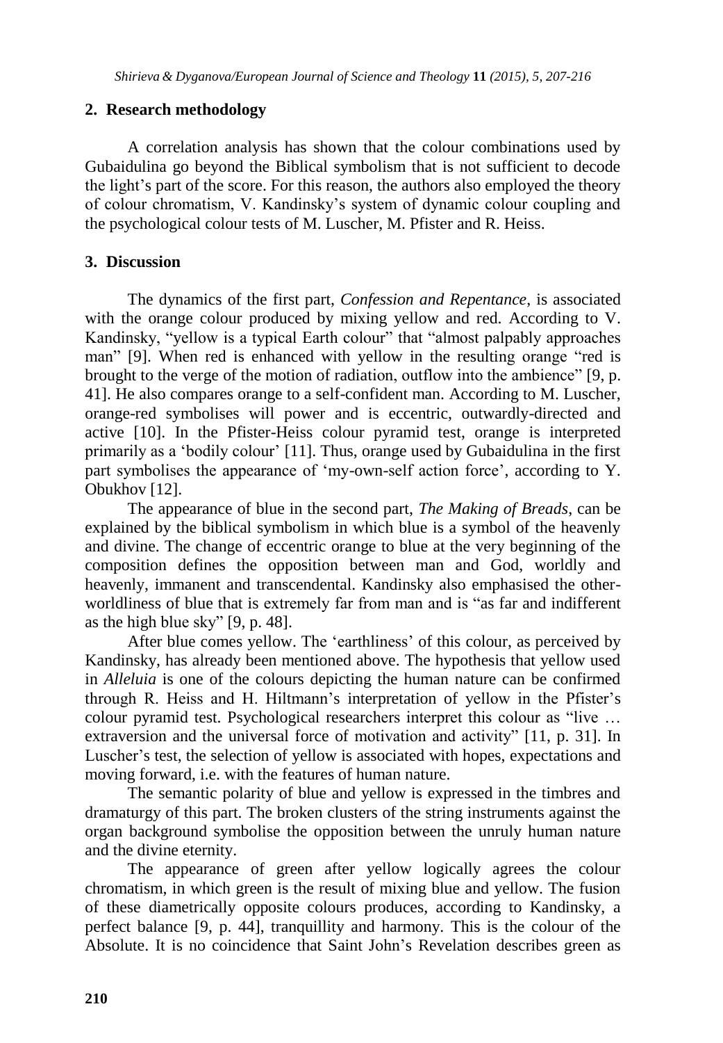## 2. Research methodology

A correlation analysis has shown that the colour combinations used by Gubaidulina go beyond the Biblical symbolism that is not sufficient to decode the light's part of the score. For this reason, the authors also employed the theory of colour chromatism, V. Kandinsky's system of dynamic colour coupling and the psychological colour tests of M. Luscher, M. Pfister and R. Heiss.

## 3. Discussion

The dynamics of the first part, *Confession and Repentance*, is associated with the orange colour produced by mixing yellow and red. According to V. Kandinsky, "yellow is a typical Earth colour" that "almost palpably approaches man" [9]. When red is enhanced with yellow in the resulting orange "red is brought to the verge of the motion of radiation, outflow into the ambience" [9, p. 41]. He also compares orange to a self-confident man. According to M. Luscher, orange-red symbolises will power and is eccentric, outwardly-directed and active [10]. In the Pfister-Heiss colour pyramid test, orange is interpreted primarily as a 'bodily colour' [11]. Thus, orange used by Gubaidulina in the first part symbolises the appearance of 'my-own-self action force', according to Y. Obukhov [12].

The appearance of blue in the second part, *The Making of Breads*, can be explained by the biblical symbolism in which blue is a symbol of the heavenly and divine. The change of eccentric orange to blue at the very beginning of the composition defines the opposition between man and God, worldly and heavenly, immanent and transcendental. Kandinsky also emphasised the other-worldliness of blue that is extremely far from man and is "as far and indifferent as the high blue sky" [9, p. 48].

After blue comes yellow. The 'earthliness' of this colour, as perceived by Kandinsky, has already been mentioned above. The hypothesis that yellow used in *Alleluia* is one of the colours depicting the human nature can be confirmed through R. Heiss and H. Hiltmann's interpretation of yellow in the Pfister's colour pyramid test. Psychological researchers interpret this colour as "live … extraversion and the universal force of motivation and activity" [11, p. 31]. In Luscher's test, the selection of yellow is associated with hopes, expectations and moving forward, i.e. with the features of human nature.

The semantic polarity of blue and yellow is expressed in the timbres and dramaturgy of this part. The broken clusters of the string instruments against the organ background symbolise the opposition between the unruly human nature and the divine eternity.

The appearance of green after yellow logically agrees the colour chromatism, in which green is the result of mixing blue and yellow. The fusion of these diametrically opposite colours produces, according to Kandinsky, a perfect balance [9, p. 44], tranquillity and harmony. This is the colour of the Absolute. It is no coincidence that Saint John's Revelation describes green as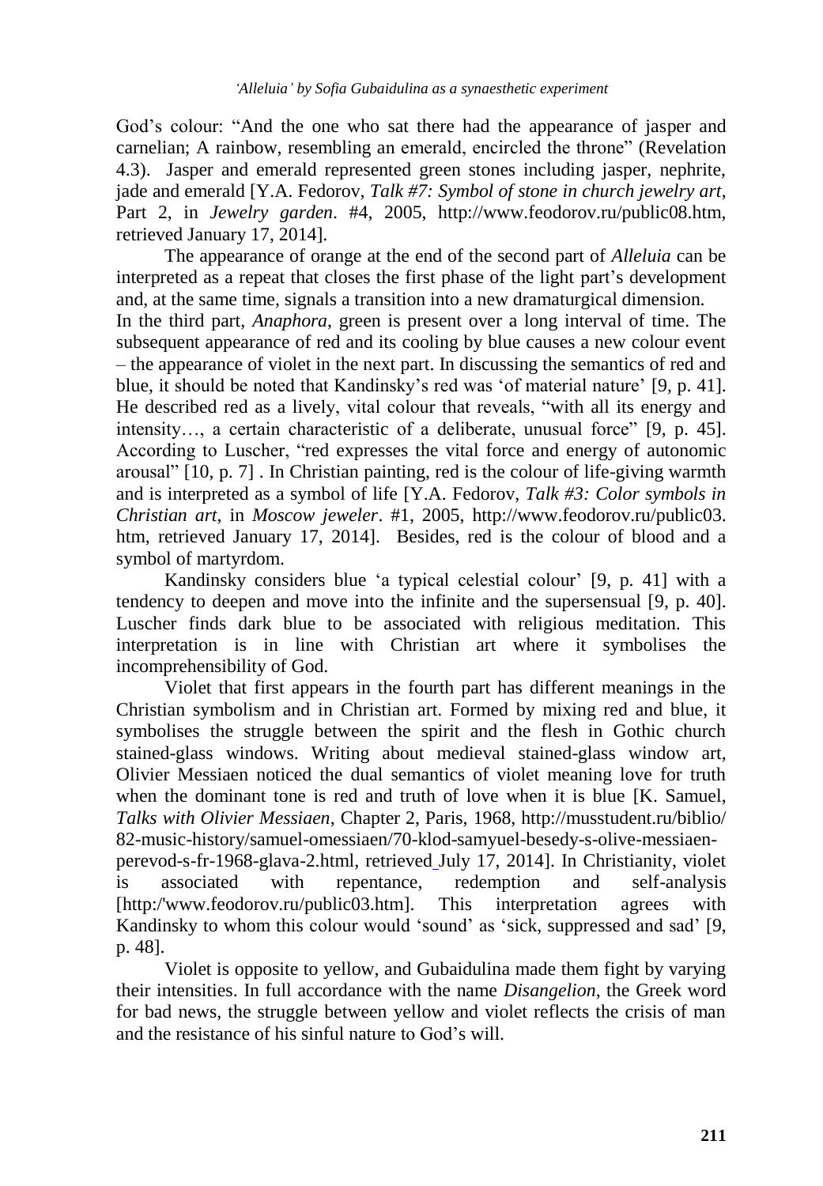God's colour: "And the one who sat there had the appearance of jasper and carnelian; A rainbow, resembling an emerald, encircled the throne" (Revelation 4.3). Jasper and emerald represented green stones including jasper, nephrite, jade and emerald [Y.A. Fedorov, *Talk #7: Symbol of stone in church jewelry art*, Part 2, in *Jewelry garden*. #4, 2005, http://www.feodorov.ru/public08.htm, retrieved January 17, 2014].

The appearance of orange at the end of the second part of *Alleluia* can be interpreted as a repeat that closes the first phase of the light part's development and, at the same time, signals a transition into a new dramaturgical dimension.

In the third part, *Anaphora*, green is present over a long interval of time. The subsequent appearance of red and its cooling by blue causes a new colour event – the appearance of violet in the next part. In discussing the semantics of red and blue, it should be noted that Kandinsky's red was 'of material nature' [9, p. 41]. He described red as a lively, vital colour that reveals, "with all its energy and intensity…, a certain characteristic of a deliberate, unusual force" [9, p. 45]. According to Luscher, "red expresses the vital force and energy of autonomic arousal" [10, p. 7] . In Christian painting, red is the colour of life-giving warmth and is interpreted as a symbol of life [Y.A. Fedorov, *Talk #3: Color symbols in Christian art*, in *Moscow jeweler*. #1, 2005, http://www.feodorov.ru/public03.htm, retrieved January 17, 2014]. Besides, red is the colour of blood and a symbol of martyrdom.

Kandinsky considers blue 'a typical celestial colour' [9, p. 41] with a tendency to deepen and move into the infinite and the supersensual [9, p. 40]. Luscher finds dark blue to be associated with religious meditation. This interpretation is in line with Christian art where it symbolises the incomprehensibility of God.

Violet that first appears in the fourth part has different meanings in the Christian symbolism and in Christian art. Formed by mixing red and blue, it symbolises the struggle between the spirit and the flesh in Gothic church stained-glass windows. Writing about medieval stained-glass window art, Olivier Messiaen noticed the dual semantics of violet meaning love for truth when the dominant tone is red and truth of love when it is blue [K. Samuel, *Talks with Olivier Messiaen*, Chapter 2, Paris, 1968, http://musstudent.ru/biblio/82-music-history/samuel-omessiaen/70-klod-samyuel-besedy-s-olive-messiaen-perevod-s-fr-1968-glava-2.html, retrieved July 17, 2014]. In Christianity, violet is associated with repentance, redemption and self-analysis [http:/'www.feodorov.ru/public03.htm]. This interpretation agrees with Kandinsky to whom this colour would 'sound' as 'sick, suppressed and sad' [9, p. 48].

Violet is opposite to yellow, and Gubaidulina made them fight by varying their intensities. In full accordance with the name *Disangelion*, the Greek word for bad news, the struggle between yellow and violet reflects the crisis of man and the resistance of his sinful nature to God's will.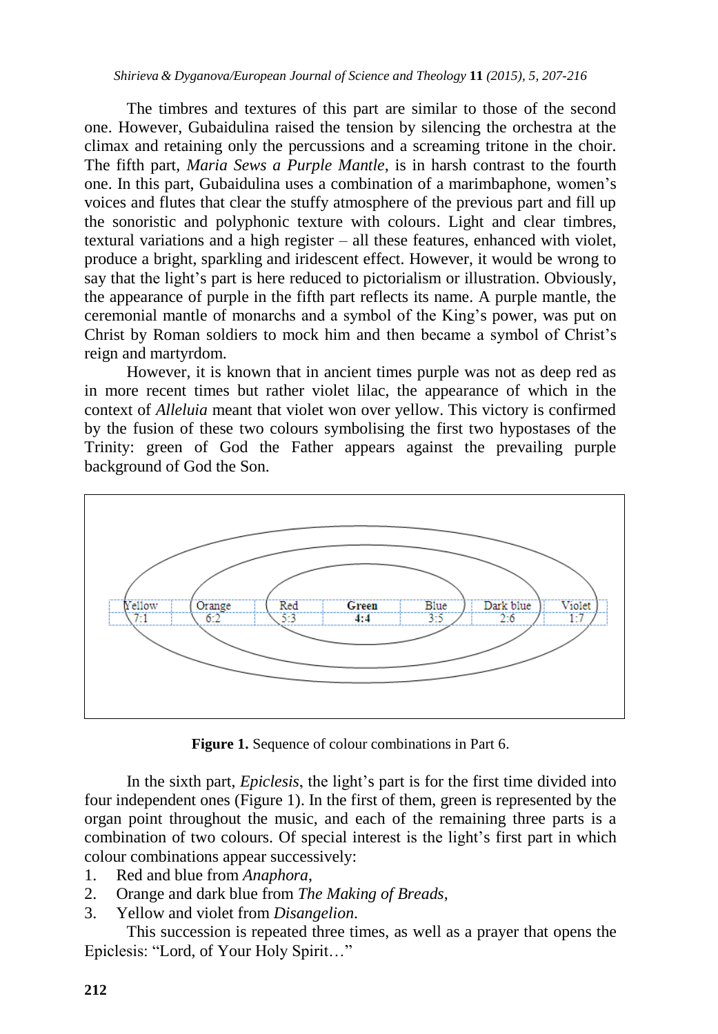The timbres and textures of this part are similar to those of the second one. However, Gubaidulina raised the tension by silencing the orchestra at the climax and retaining only the percussions and a screaming tritone in the choir. The fifth part, *Maria Sews a Purple Mantle*, is in harsh contrast to the fourth one. In this part, Gubaidulina uses a combination of a marimbaphone, women's voices and flutes that clear the stuffy atmosphere of the previous part and fill up the sonoristic and polyphonic texture with colours. Light and clear timbres, textural variations and a high register – all these features, enhanced with violet, produce a bright, sparkling and iridescent effect. However, it would be wrong to say that the light's part is here reduced to pictorialism or illustration. Obviously, the appearance of purple in the fifth part reflects its name. A purple mantle, the ceremonial mantle of monarchs and a symbol of the King's power, was put on Christ by Roman soldiers to mock him and then became a symbol of Christ's reign and martyrdom.

However, it is known that in ancient times purple was not as deep red as in more recent times but rather violet lilac, the appearance of which in the context of *Alleluia* meant that violet won over yellow. This victory is confirmed by the fusion of these two colours symbolising the first two hypostases of the Trinity: green of God the Father appears against the prevailing purple background of God the Son.

| Yellow | Orange | Red | **Green** | Blue | Dark blue | Violet |
|---|---|---|---|---|---|---|
| 7:1 | 6:2 | 5:3 | **4:4** | 3:5 | 2:6 | 1:7 |

**Figure 1.** Sequence of colour combinations in Part 6.

In the sixth part, *Epiclesis*, the light's part is for the first time divided into four independent ones (Figure 1). In the first of them, green is represented by the organ point throughout the music, and each of the remaining three parts is a combination of two colours. Of special interest is the light's first part in which colour combinations appear successively:

1. Red and blue from *Anaphora*,
2. Orange and dark blue from *The Making of Breads*,
3. Yellow and violet from *Disangelion*.

This succession is repeated three times, as well as a prayer that opens the Epiclesis: "Lord, of Your Holy Spirit…"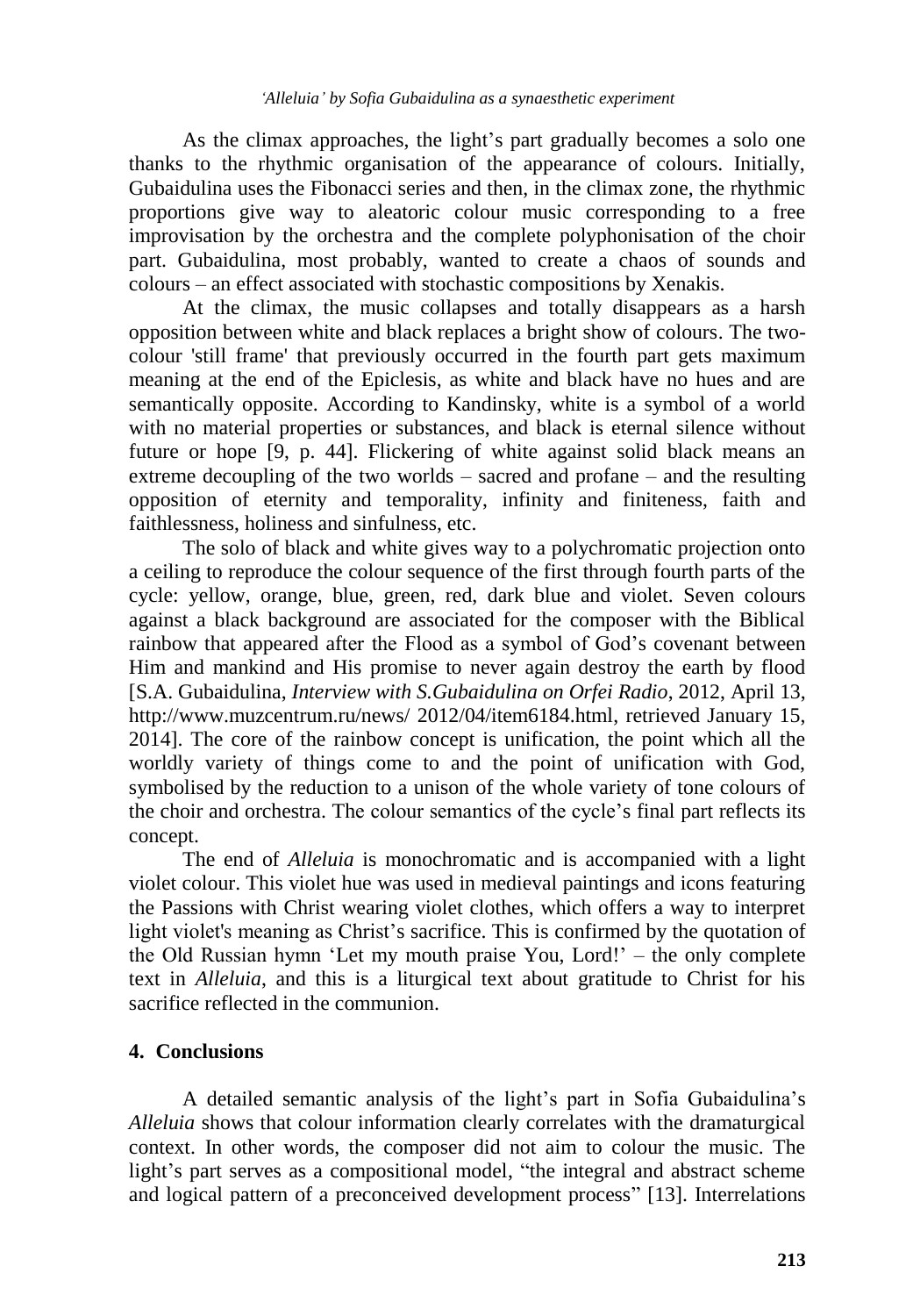As the climax approaches, the light's part gradually becomes a solo one thanks to the rhythmic organisation of the appearance of colours. Initially, Gubaidulina uses the Fibonacci series and then, in the climax zone, the rhythmic proportions give way to aleatoric colour music corresponding to a free improvisation by the orchestra and the complete polyphonisation of the choir part. Gubaidulina, most probably, wanted to create a chaos of sounds and colours – an effect associated with stochastic compositions by Xenakis.

At the climax, the music collapses and totally disappears as a harsh opposition between white and black replaces a bright show of colours. The two-colour 'still frame' that previously occurred in the fourth part gets maximum meaning at the end of the Epiclesis, as white and black have no hues and are semantically opposite. According to Kandinsky, white is a symbol of a world with no material properties or substances, and black is eternal silence without future or hope [9, p. 44]. Flickering of white against solid black means an extreme decoupling of the two worlds – sacred and profane – and the resulting opposition of eternity and temporality, infinity and finiteness, faith and faithlessness, holiness and sinfulness, etc.

The solo of black and white gives way to a polychromatic projection onto a ceiling to reproduce the colour sequence of the first through fourth parts of the cycle: yellow, orange, blue, green, red, dark blue and violet. Seven colours against a black background are associated for the composer with the Biblical rainbow that appeared after the Flood as a symbol of God's covenant between Him and mankind and His promise to never again destroy the earth by flood [S.A. Gubaidulina, *Interview with S.Gubaidulina on Orfei Radio*, 2012, April 13, http://www.muzcentrum.ru/news/ 2012/04/item6184.html, retrieved January 15, 2014]. The core of the rainbow concept is unification, the point which all the worldly variety of things come to and the point of unification with God, symbolised by the reduction to a unison of the whole variety of tone colours of the choir and orchestra. The colour semantics of the cycle's final part reflects its concept.

The end of *Alleluia* is monochromatic and is accompanied with a light violet colour. This violet hue was used in medieval paintings and icons featuring the Passions with Christ wearing violet clothes, which offers a way to interpret light violet's meaning as Christ's sacrifice. This is confirmed by the quotation of the Old Russian hymn 'Let my mouth praise You, Lord!' – the only complete text in *Alleluia*, and this is a liturgical text about gratitude to Christ for his sacrifice reflected in the communion.

## 4. Conclusions

A detailed semantic analysis of the light's part in Sofia Gubaidulina's *Alleluia* shows that colour information clearly correlates with the dramaturgical context. In other words, the composer did not aim to colour the music. The light's part serves as a compositional model, "the integral and abstract scheme and logical pattern of a preconceived development process" [13]. Interrelations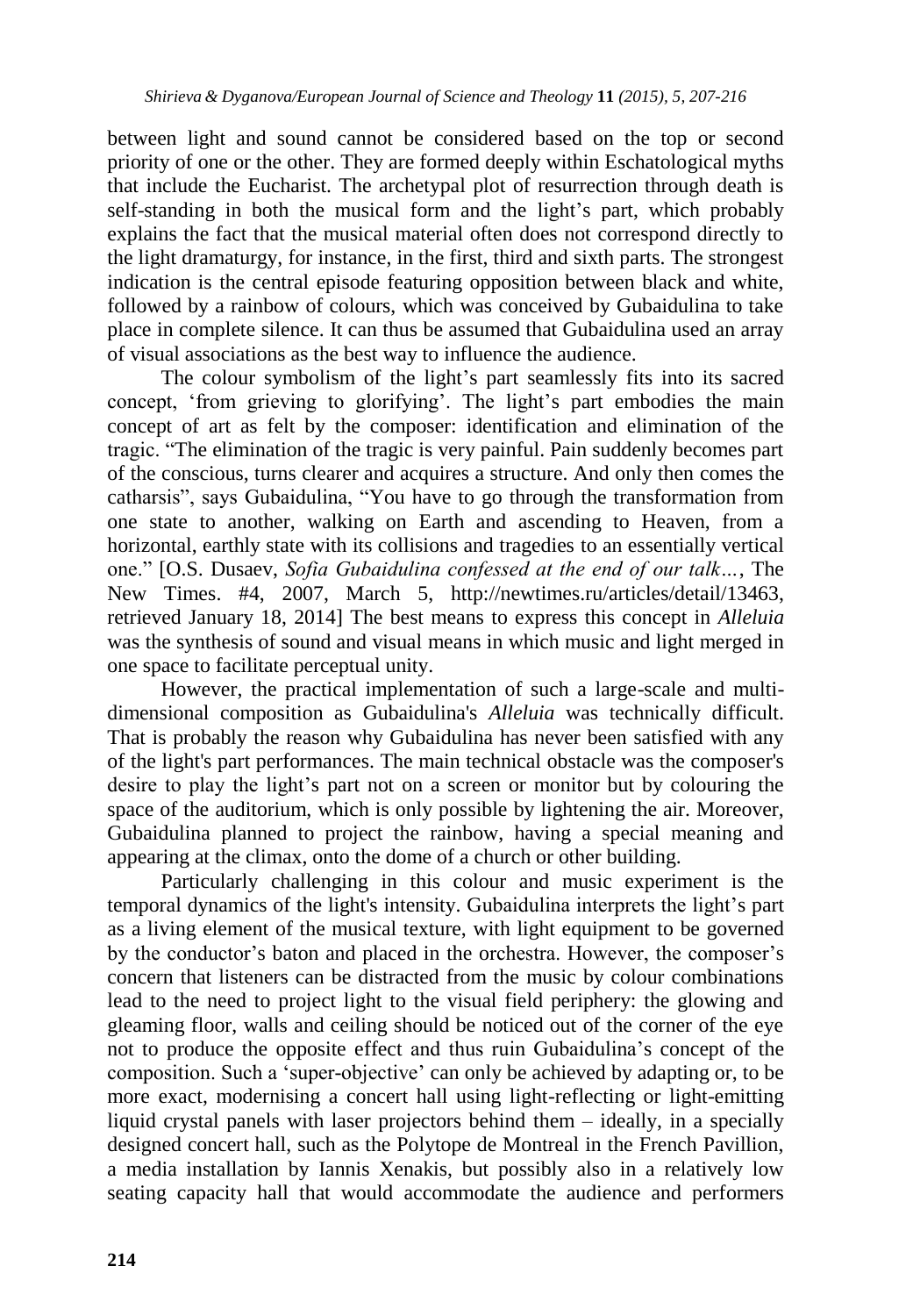between light and sound cannot be considered based on the top or second priority of one or the other. They are formed deeply within Eschatological myths that include the Eucharist. The archetypal plot of resurrection through death is self-standing in both the musical form and the light's part, which probably explains the fact that the musical material often does not correspond directly to the light dramaturgy, for instance, in the first, third and sixth parts. The strongest indication is the central episode featuring opposition between black and white, followed by a rainbow of colours, which was conceived by Gubaidulina to take place in complete silence. It can thus be assumed that Gubaidulina used an array of visual associations as the best way to influence the audience.

The colour symbolism of the light's part seamlessly fits into its sacred concept, 'from grieving to glorifying'. The light's part embodies the main concept of art as felt by the composer: identification and elimination of the tragic. "The elimination of the tragic is very painful. Pain suddenly becomes part of the conscious, turns clearer and acquires a structure. And only then comes the catharsis", says Gubaidulina, "You have to go through the transformation from one state to another, walking on Earth and ascending to Heaven, from a horizontal, earthly state with its collisions and tragedies to an essentially vertical one." [O.S. Dusaev, *Sofia Gubaidulina confessed at the end of our talk…*, The New Times. #4, 2007, March 5, http://newtimes.ru/articles/detail/13463, retrieved January 18, 2014] The best means to express this concept in *Alleluia* was the synthesis of sound and visual means in which music and light merged in one space to facilitate perceptual unity.

However, the practical implementation of such a large-scale and multi-dimensional composition as Gubaidulina's *Alleluia* was technically difficult. That is probably the reason why Gubaidulina has never been satisfied with any of the light's part performances. The main technical obstacle was the composer's desire to play the light's part not on a screen or monitor but by colouring the space of the auditorium, which is only possible by lightening the air. Moreover, Gubaidulina planned to project the rainbow, having a special meaning and appearing at the climax, onto the dome of a church or other building.

Particularly challenging in this colour and music experiment is the temporal dynamics of the light's intensity. Gubaidulina interprets the light's part as a living element of the musical texture, with light equipment to be governed by the conductor's baton and placed in the orchestra. However, the composer's concern that listeners can be distracted from the music by colour combinations lead to the need to project light to the visual field periphery: the glowing and gleaming floor, walls and ceiling should be noticed out of the corner of the eye not to produce the opposite effect and thus ruin Gubaidulina's concept of the composition. Such a 'super-objective' can only be achieved by adapting or, to be more exact, modernising a concert hall using light-reflecting or light-emitting liquid crystal panels with laser projectors behind them – ideally, in a specially designed concert hall, such as the Polytope de Montreal in the French Pavillion, a media installation by Iannis Xenakis, but possibly also in a relatively low seating capacity hall that would accommodate the audience and performers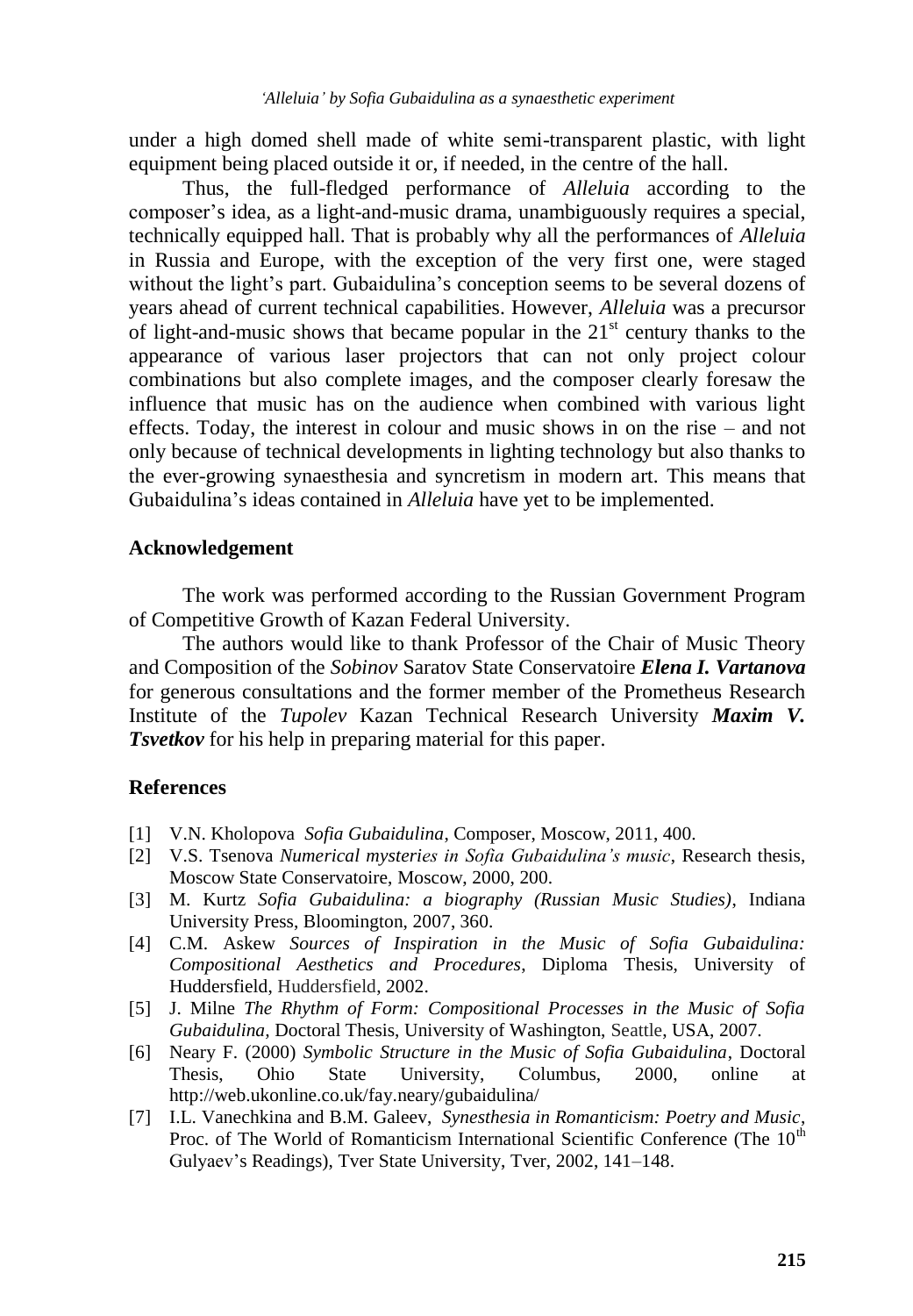under a high domed shell made of white semi-transparent plastic, with light equipment being placed outside it or, if needed, in the centre of the hall.

Thus, the full-fledged performance of *Alleluia* according to the composer's idea, as a light-and-music drama, unambiguously requires a special, technically equipped hall. That is probably why all the performances of *Alleluia* in Russia and Europe, with the exception of the very first one, were staged without the light's part. Gubaidulina's conception seems to be several dozens of years ahead of current technical capabilities. However, *Alleluia* was a precursor of light-and-music shows that became popular in the 21st century thanks to the appearance of various laser projectors that can not only project colour combinations but also complete images, and the composer clearly foresaw the influence that music has on the audience when combined with various light effects. Today, the interest in colour and music shows in on the rise – and not only because of technical developments in lighting technology but also thanks to the ever-growing synaesthesia and syncretism in modern art. This means that Gubaidulina's ideas contained in *Alleluia* have yet to be implemented.

## Acknowledgement

The work was performed according to the Russian Government Program of Competitive Growth of Kazan Federal University.

The authors would like to thank Professor of the Chair of Music Theory and Composition of the *Sobinov* Saratov State Conservatoire ***Elena I. Vartanova*** for generous consultations and the former member of the Prometheus Research Institute of the *Tupolev* Kazan Technical Research University ***Maxim V. Tsvetkov*** for his help in preparing material for this paper.

## References

[1] V.N. Kholopova *Sofia Gubaidulina*, Composer, Moscow, 2011, 400.

[2] V.S. Tsenova *Numerical mysteries in Sofia Gubaidulina's music*, Research thesis, Moscow State Conservatoire, Moscow, 2000, 200.

[3] M. Kurtz *Sofia Gubaidulina: a biography (Russian Music Studies)*, Indiana University Press, Bloomington, 2007, 360.

[4] C.M. Askew *Sources of Inspiration in the Music of Sofia Gubaidulina: Compositional Aesthetics and Procedures*, Diploma Thesis, University of Huddersfield, Huddersfield, 2002.

[5] J. Milne *The Rhythm of Form: Compositional Processes in the Music of Sofia Gubaidulina,* Doctoral Thesis, University of Washington, Seattle, USA, 2007.

[6] Neary F. (2000) *Symbolic Structure in the Music of Sofia Gubaidulina*, Doctoral Thesis, Ohio State University, Columbus, 2000, online at http://web.ukonline.co.uk/fay.neary/gubaidulina/

[7] I.L. Vanechkina and B.M. Galeev, *Synesthesia in Romanticism: Poetry and Music*, Proc. of The World of Romanticism International Scientific Conference (The 10th Gulyaev's Readings), Tver State University, Tver, 2002, 141–148.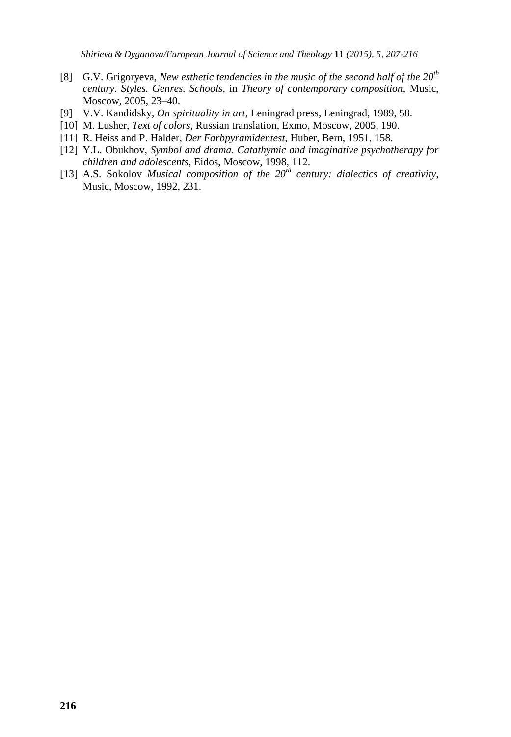[8] G.V. Grigoryeva, *New esthetic tendencies in the music of the second half of the 20th century. Styles. Genres. Schools*, in *Theory of contemporary composition*, Music, Moscow, 2005, 23–40.

[9] V.V. Kandidsky, *On spirituality in art*, Leningrad press, Leningrad, 1989, 58.

[10] M. Lusher, *Text of colors*, Russian translation, Exmo, Moscow, 2005, 190.

[11] R. Heiss and P. Halder, *Der Farbpyramidentest*, Huber, Bern, 1951, 158.

[12] Y.L. Obukhov, *Symbol and drama. Catathymic and imaginative psychotherapy for children and adolescents*, Eidos, Moscow, 1998, 112.

[13] A.S. Sokolov *Musical composition of the 20th century: dialectics of creativity*, Music, Moscow, 1992, 231.